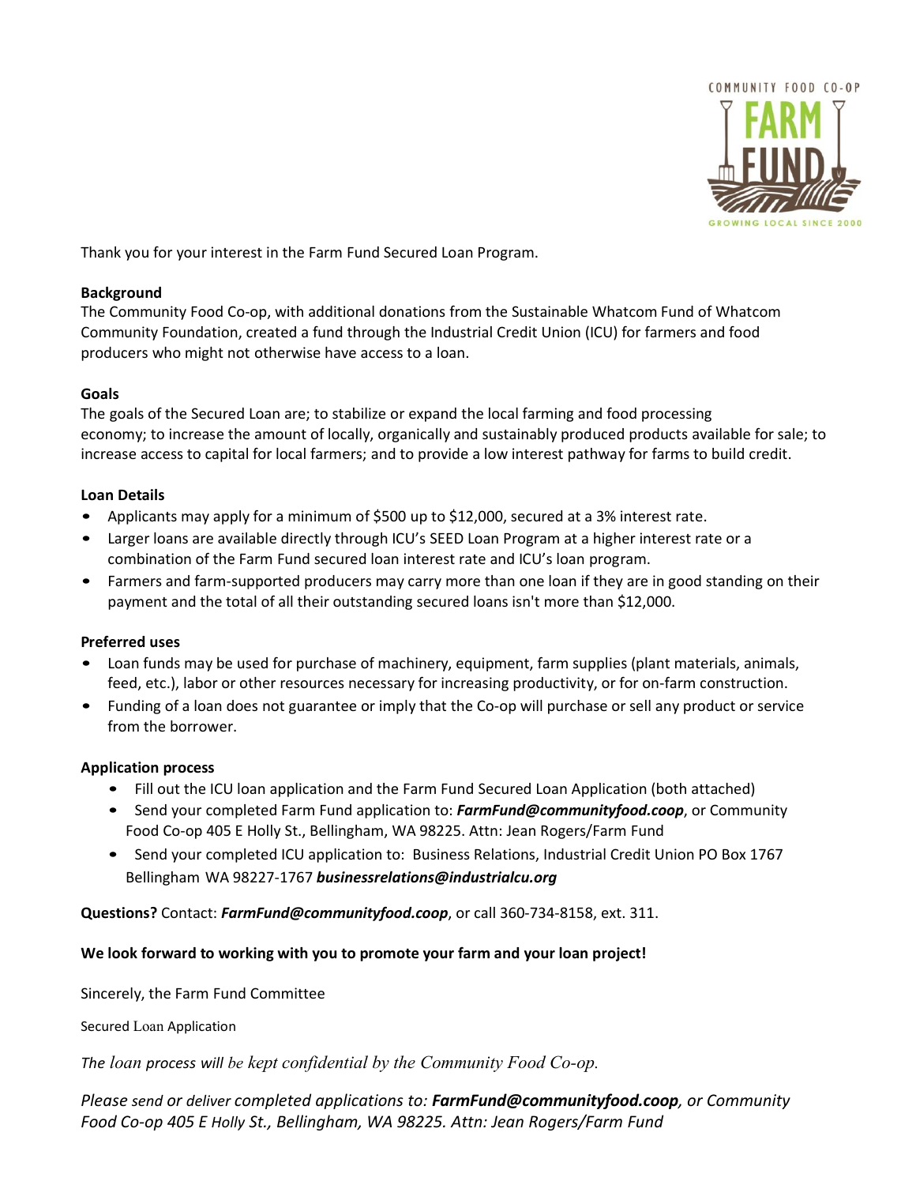Thank you for your interest in the Farm Fund Secured Loan Program.

**Background**

The Community Food Co-op, with additional donations from the Sustainable Whatcom Fund of Whatcom Community Foundation, created a fund through the Industrial Credit Union (ICU) for farmers and food producers who might not otherwise have access to a loan.

**Goals**

The goals of the Secured Loan are; to stabilize or expand the local farming and food processing economy; to increase the amount of locally, organically and sustainably produced products available for sale; to increase access to capital for local farmers; and to provide a low interest pathway for farms to build credit.

**Loan Details**

- Applicants may apply for a minimum of $500 up to $12,000, secured at a 3% interest rate.
- Larger loans are available directly through ICU's SEED Loan Program at a higher interest rate or a combination of the Farm Fund secured loan interest rate and ICU's loan program.
- Farmers and farm-supported producers may carry more than one loan if they are in good standing on their payment and the total of all their outstanding secured loans isn't more than $12,000.

**Preferred uses**

- Loan funds may be used for purchase of machinery, equipment, farm supplies (plant materials, animals, feed, etc.), labor or other resources necessary for increasing productivity, or for on-farm construction.
- Funding of a loan does not guarantee or imply that the Co-op will purchase or sell any product or service from the borrower.

**Application process**

- Fill out the ICU loan application and the Farm Fund Secured Loan Application (both attached)
- Send your completed Farm Fund application to: ***FarmFund@communityfood.coop***, or Community Food Co-op 405 E Holly St., Bellingham, WA 98225. Attn: Jean Rogers/Farm Fund
- Send your completed ICU application to: Business Relations, Industrial Credit Union PO Box 1767 Bellingham WA 98227-1767 ***businessrelations@industrialcu.org***

**Questions?** Contact: ***FarmFund@communityfood.coop***, or call 360-734-8158, ext. 311.

**We look forward to working with you to promote your farm and your loan project!**

Sincerely, the Farm Fund Committee

Secured Loan Application

*The loan process will be kept confidential by the Community Food Co-op.*

*Please send or deliver completed applications to: **FarmFund@communityfood.coop**, or Community Food Co-op 405 E Holly St., Bellingham, WA 98225. Attn: Jean Rogers/Farm Fund*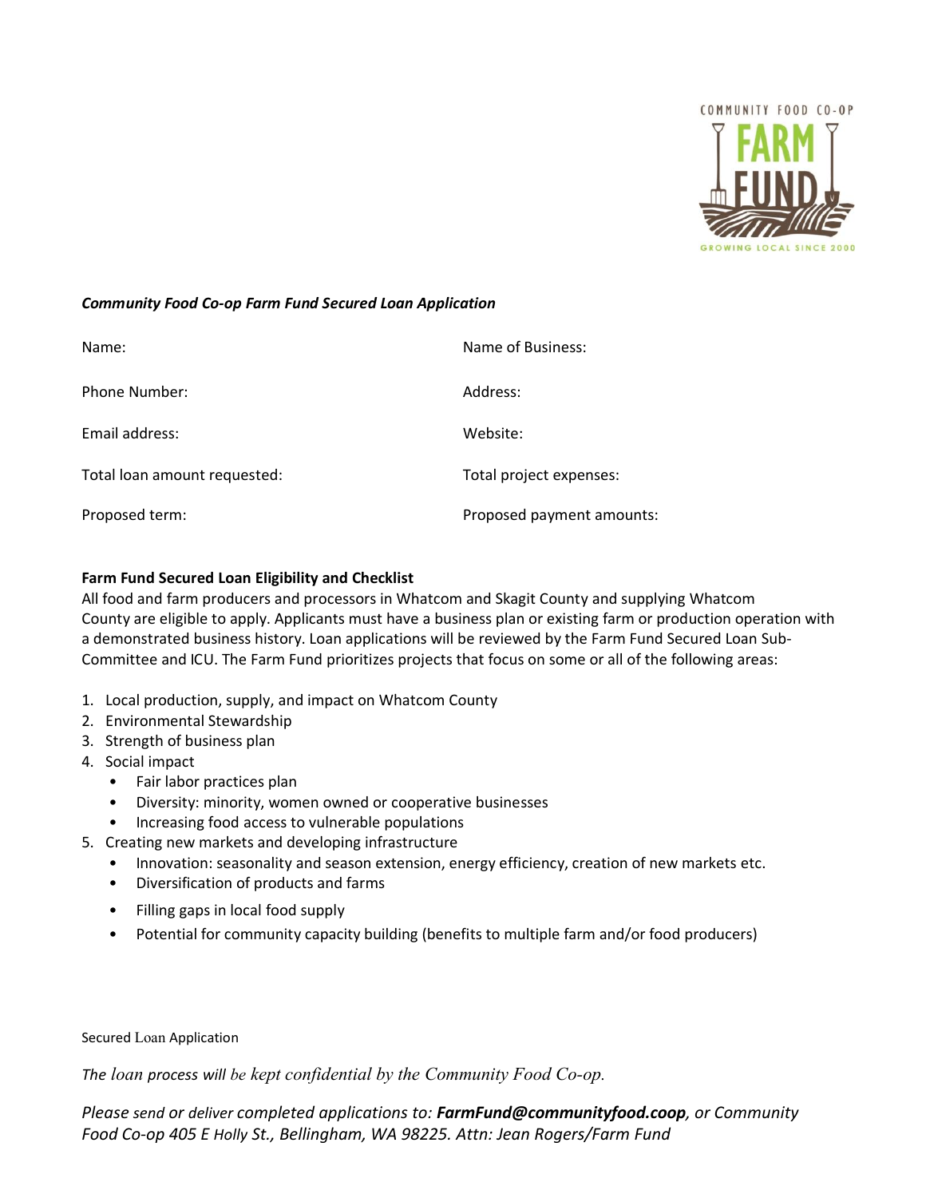***Community Food Co-op Farm Fund Secured Loan Application***

| | |
|---|---|
| Name: | Name of Business: |
| Phone Number: | Address: |
| Email address: | Website: |
| Total loan amount requested: | Total project expenses: |
| Proposed term: | Proposed payment amounts: |

**Farm Fund Secured Loan Eligibility and Checklist**

All food and farm producers and processors in Whatcom and Skagit County and supplying Whatcom County are eligible to apply. Applicants must have a business plan or existing farm or production operation with a demonstrated business history. Loan applications will be reviewed by the Farm Fund Secured Loan Sub-Committee and ICU. The Farm Fund prioritizes projects that focus on some or all of the following areas:

1. Local production, supply, and impact on Whatcom County
2. Environmental Stewardship
3. Strength of business plan
4. Social impact
   - Fair labor practices plan
   - Diversity: minority, women owned or cooperative businesses
   - Increasing food access to vulnerable populations
5. Creating new markets and developing infrastructure
   - Innovation: seasonality and season extension, energy efficiency, creation of new markets etc.
   - Diversification of products and farms
   - Filling gaps in local food supply
   - Potential for community capacity building (benefits to multiple farm and/or food producers)

Secured Loan Application

*The loan process will be kept confidential by the Community Food Co-op.*

*Please send or deliver completed applications to: **FarmFund@communityfood.coop**, or Community Food Co-op 405 E Holly St., Bellingham, WA 98225. Attn: Jean Rogers/Farm Fund*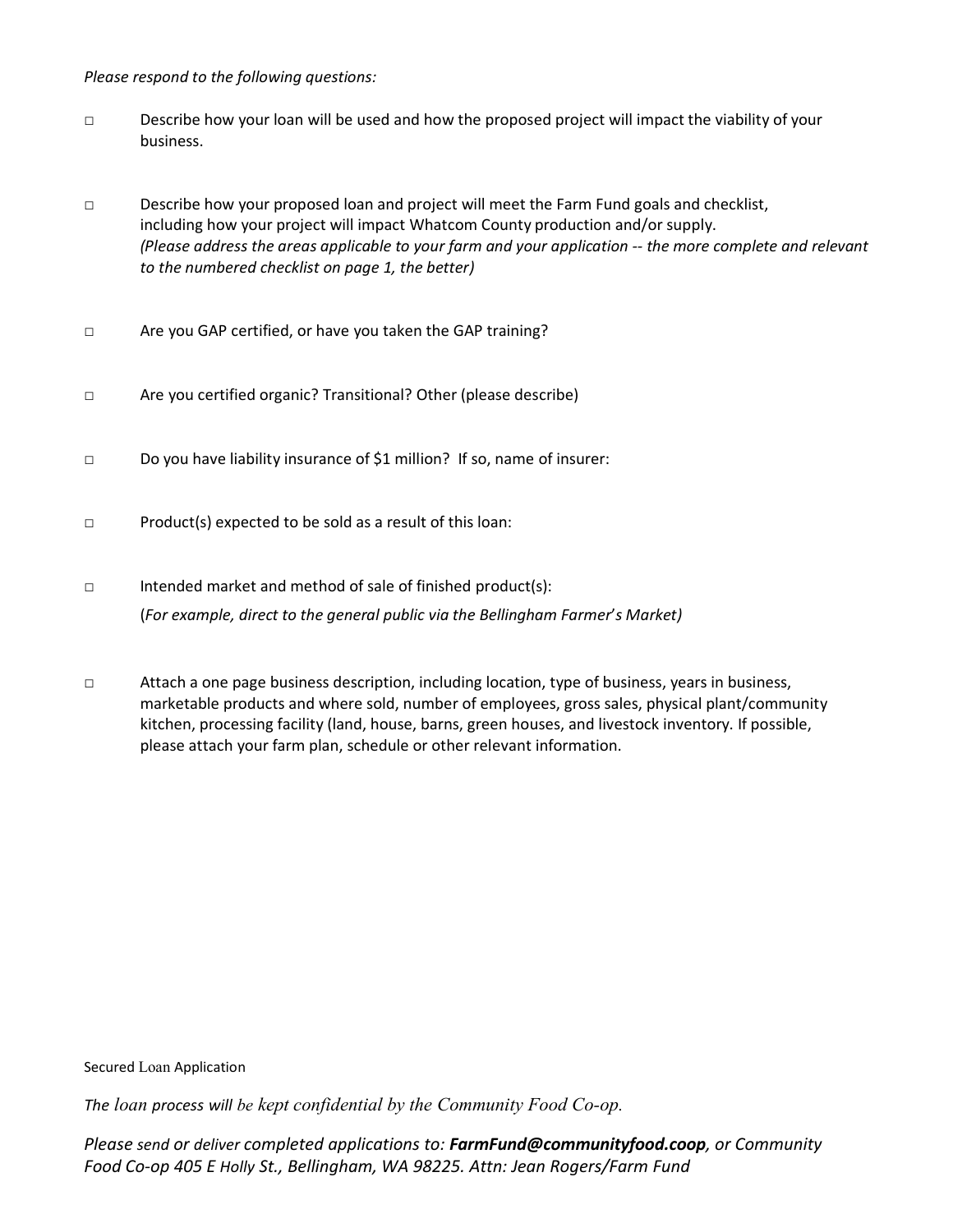*Please respond to the following questions:*

- □ Describe how your loan will be used and how the proposed project will impact the viability of your business.

- □ Describe how your proposed loan and project will meet the Farm Fund goals and checklist, including how your project will impact Whatcom County production and/or supply. *(Please address the areas applicable to your farm and your application -- the more complete and relevant to the numbered checklist on page 1, the better)*

- □ Are you GAP certified, or have you taken the GAP training?

- □ Are you certified organic? Transitional? Other (please describe)

- □ Do you have liability insurance of $1 million? If so, name of insurer:

- □ Product(s) expected to be sold as a result of this loan:

- □ Intended market and method of sale of finished product(s):
  (*For example, direct to the general public via the Bellingham Farmer's Market)*

- □ Attach a one page business description, including location, type of business, years in business, marketable products and where sold, number of employees, gross sales, physical plant/community kitchen, processing facility (land, house, barns, green houses, and livestock inventory. If possible, please attach your farm plan, schedule or other relevant information.

Secured Loan Application

*The loan process will be kept confidential by the Community Food Co-op.*

*Please send or deliver completed applications to: **FarmFund@communityfood.coop**, or Community Food Co-op 405 E Holly St., Bellingham, WA 98225. Attn: Jean Rogers/Farm Fund*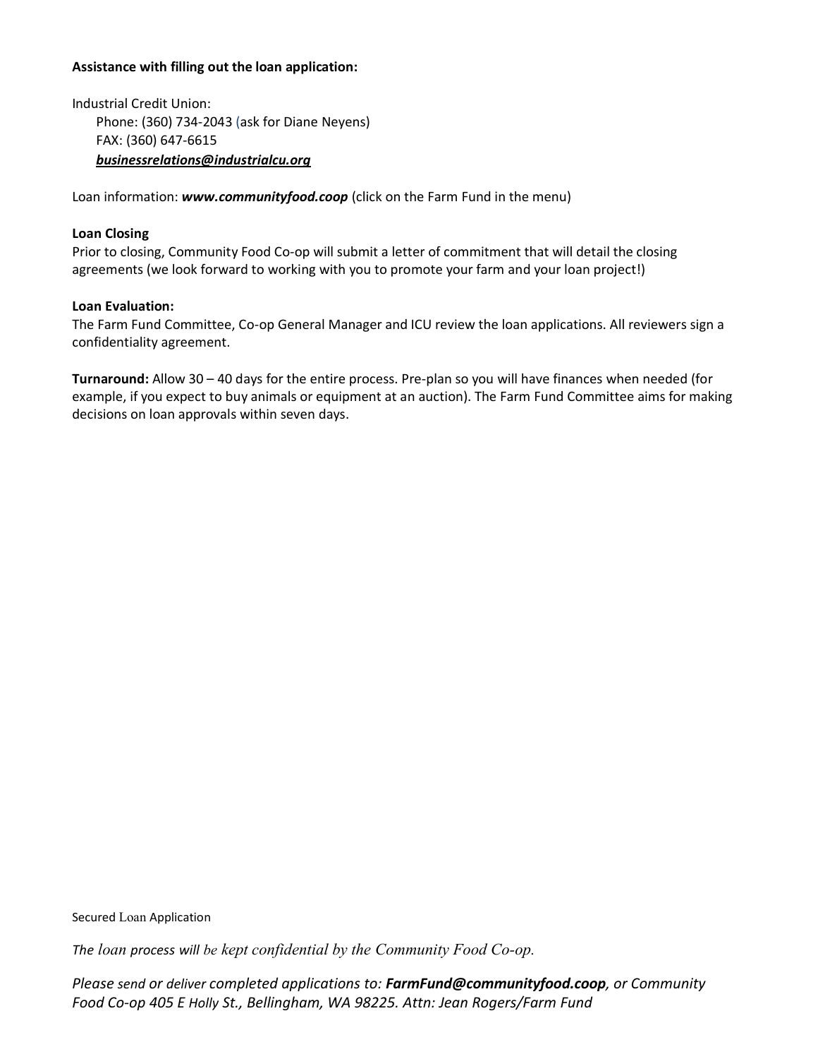**Assistance with filling out the loan application:**

Industrial Credit Union:

Phone: (360) 734-2043 (ask for Diane Neyens)
FAX: (360) 647-6615
***businessrelations@industrialcu.org***

Loan information: ***www.communityfood.coop*** (click on the Farm Fund in the menu)

**Loan Closing**
Prior to closing, Community Food Co-op will submit a letter of commitment that will detail the closing agreements (we look forward to working with you to promote your farm and your loan project!)

**Loan Evaluation:**
The Farm Fund Committee, Co-op General Manager and ICU review the loan applications. All reviewers sign a confidentiality agreement.

**Turnaround:** Allow 30 – 40 days for the entire process. Pre-plan so you will have finances when needed (for example, if you expect to buy animals or equipment at an auction). The Farm Fund Committee aims for making decisions on loan approvals within seven days.

Secured Loan Application

*The loan process will be kept confidential by the Community Food Co-op.*

*Please send or deliver completed applications to: **FarmFund@communityfood.coop**, or Community Food Co-op 405 E Holly St., Bellingham, WA 98225. Attn: Jean Rogers/Farm Fund*